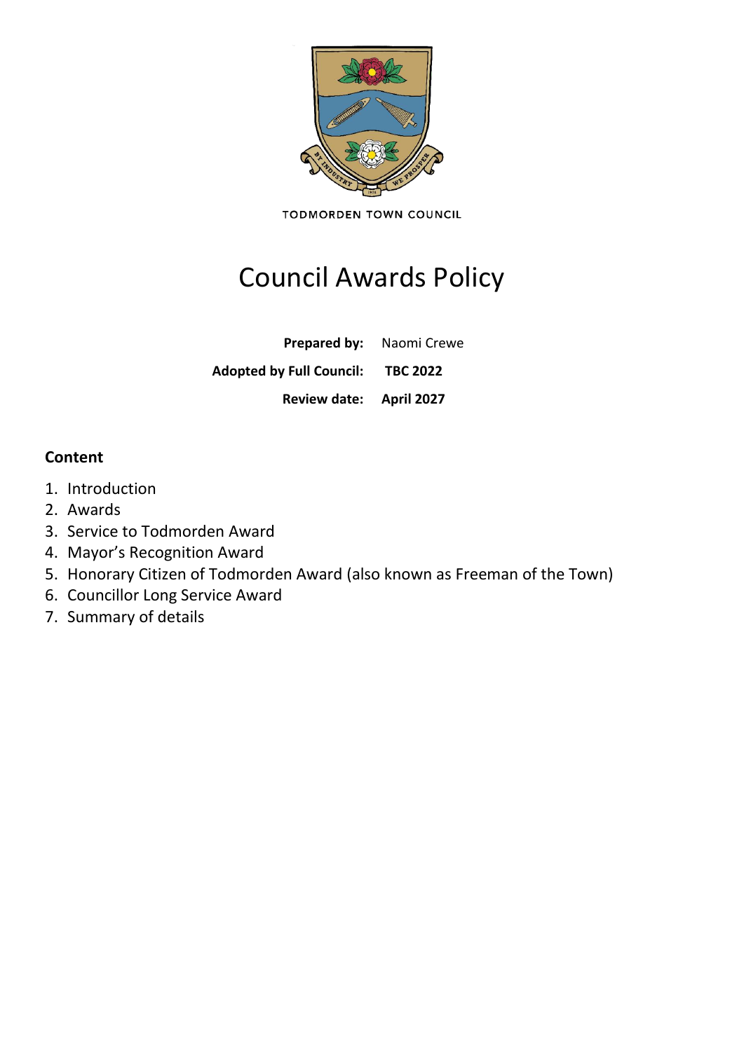TODMORDEN TOWN COUNCIL

# Council Awards Policy

**Prepared by:** Naomi Crewe

**Adopted by Full Council:** **TBC 2022**

**Review date:** **April 2027**

## Content

1. Introduction
2. Awards
3. Service to Todmorden Award
4. Mayor's Recognition Award
5. Honorary Citizen of Todmorden Award (also known as Freeman of the Town)
6. Councillor Long Service Award
7. Summary of details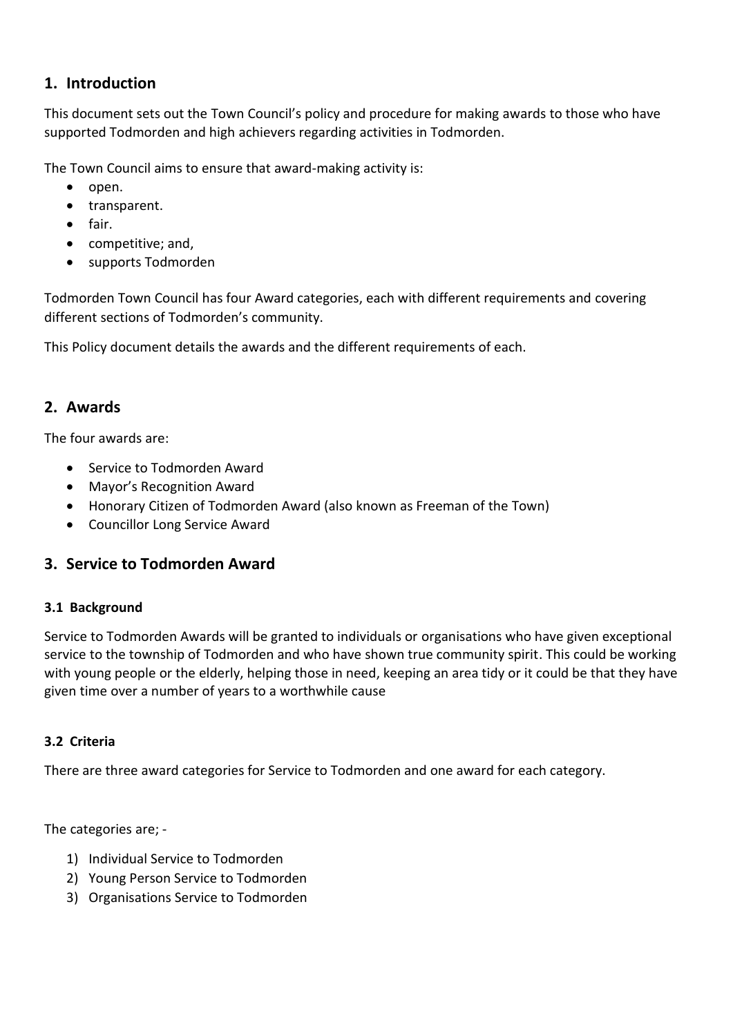## 1. Introduction

This document sets out the Town Council's policy and procedure for making awards to those who have supported Todmorden and high achievers regarding activities in Todmorden.

The Town Council aims to ensure that award-making activity is:

- open.
- transparent.
- fair.
- competitive; and,
- supports Todmorden

Todmorden Town Council has four Award categories, each with different requirements and covering different sections of Todmorden's community.

This Policy document details the awards and the different requirements of each.

## 2. Awards

The four awards are:

- Service to Todmorden Award
- Mayor's Recognition Award
- Honorary Citizen of Todmorden Award (also known as Freeman of the Town)
- Councillor Long Service Award

## 3. Service to Todmorden Award

### 3.1 Background

Service to Todmorden Awards will be granted to individuals or organisations who have given exceptional service to the township of Todmorden and who have shown true community spirit. This could be working with young people or the elderly, helping those in need, keeping an area tidy or it could be that they have given time over a number of years to a worthwhile cause

### 3.2 Criteria

There are three award categories for Service to Todmorden and one award for each category.

The categories are; -

1) Individual Service to Todmorden
2) Young Person Service to Todmorden
3) Organisations Service to Todmorden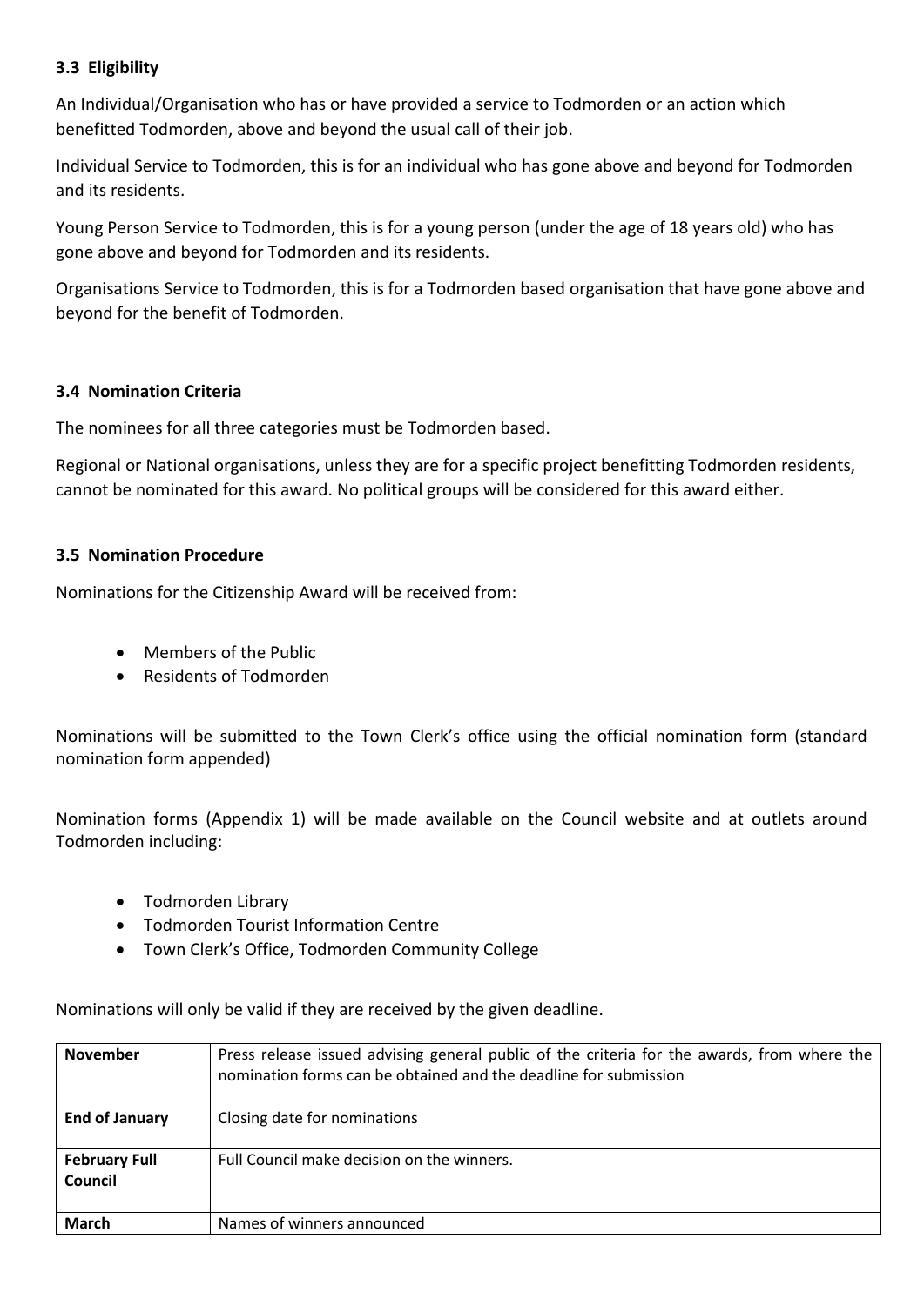### 3.3 Eligibility

An Individual/Organisation who has or have provided a service to Todmorden or an action which benefitted Todmorden, above and beyond the usual call of their job.

Individual Service to Todmorden, this is for an individual who has gone above and beyond for Todmorden and its residents.

Young Person Service to Todmorden, this is for a young person (under the age of 18 years old) who has gone above and beyond for Todmorden and its residents.

Organisations Service to Todmorden, this is for a Todmorden based organisation that have gone above and beyond for the benefit of Todmorden.

### 3.4 Nomination Criteria

The nominees for all three categories must be Todmorden based.

Regional or National organisations, unless they are for a specific project benefitting Todmorden residents, cannot be nominated for this award. No political groups will be considered for this award either.

### 3.5 Nomination Procedure

Nominations for the Citizenship Award will be received from:

- Members of the Public
- Residents of Todmorden

Nominations will be submitted to the Town Clerk's office using the official nomination form (standard nomination form appended)

Nomination forms (Appendix 1) will be made available on the Council website and at outlets around Todmorden including:

- Todmorden Library
- Todmorden Tourist Information Centre
- Town Clerk's Office, Todmorden Community College

Nominations will only be valid if they are received by the given deadline.

| **November** | Press release issued advising general public of the criteria for the awards, from where the nomination forms can be obtained and the deadline for submission |
|---|---|
| **End of January** | Closing date for nominations |
| **February Full Council** | Full Council make decision on the winners. |
| **March** | Names of winners announced |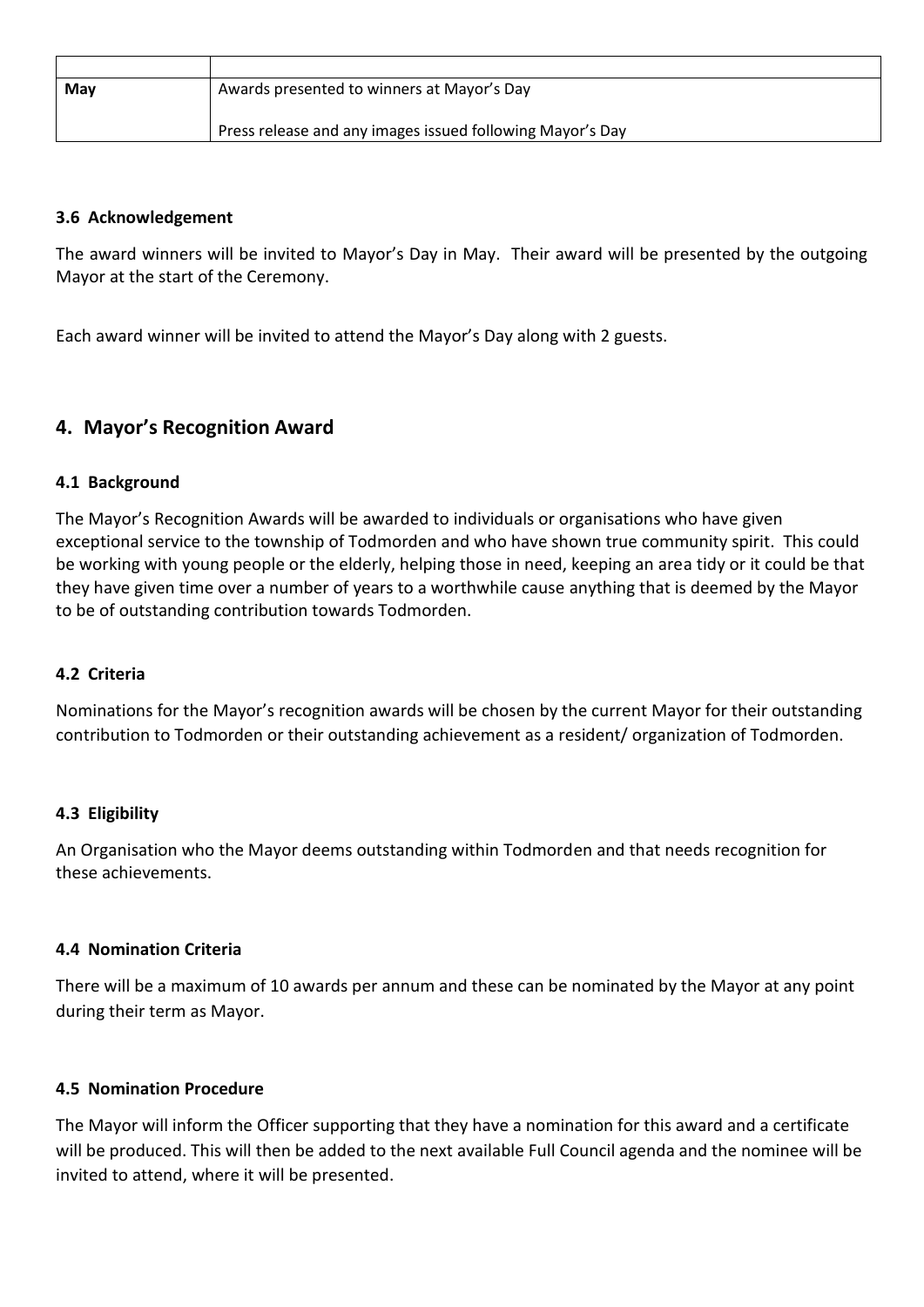| | |
|---|---|
| **May** | Awards presented to winners at Mayor's Day<br><br>Press release and any images issued following Mayor's Day |

### 3.6 Acknowledgement

The award winners will be invited to Mayor's Day in May. Their award will be presented by the outgoing Mayor at the start of the Ceremony.

Each award winner will be invited to attend the Mayor's Day along with 2 guests.

## 4. Mayor's Recognition Award

### 4.1 Background

The Mayor's Recognition Awards will be awarded to individuals or organisations who have given exceptional service to the township of Todmorden and who have shown true community spirit. This could be working with young people or the elderly, helping those in need, keeping an area tidy or it could be that they have given time over a number of years to a worthwhile cause anything that is deemed by the Mayor to be of outstanding contribution towards Todmorden.

### 4.2 Criteria

Nominations for the Mayor's recognition awards will be chosen by the current Mayor for their outstanding contribution to Todmorden or their outstanding achievement as a resident/ organization of Todmorden.

### 4.3 Eligibility

An Organisation who the Mayor deems outstanding within Todmorden and that needs recognition for these achievements.

### 4.4 Nomination Criteria

There will be a maximum of 10 awards per annum and these can be nominated by the Mayor at any point during their term as Mayor.

### 4.5 Nomination Procedure

The Mayor will inform the Officer supporting that they have a nomination for this award and a certificate will be produced. This will then be added to the next available Full Council agenda and the nominee will be invited to attend, where it will be presented.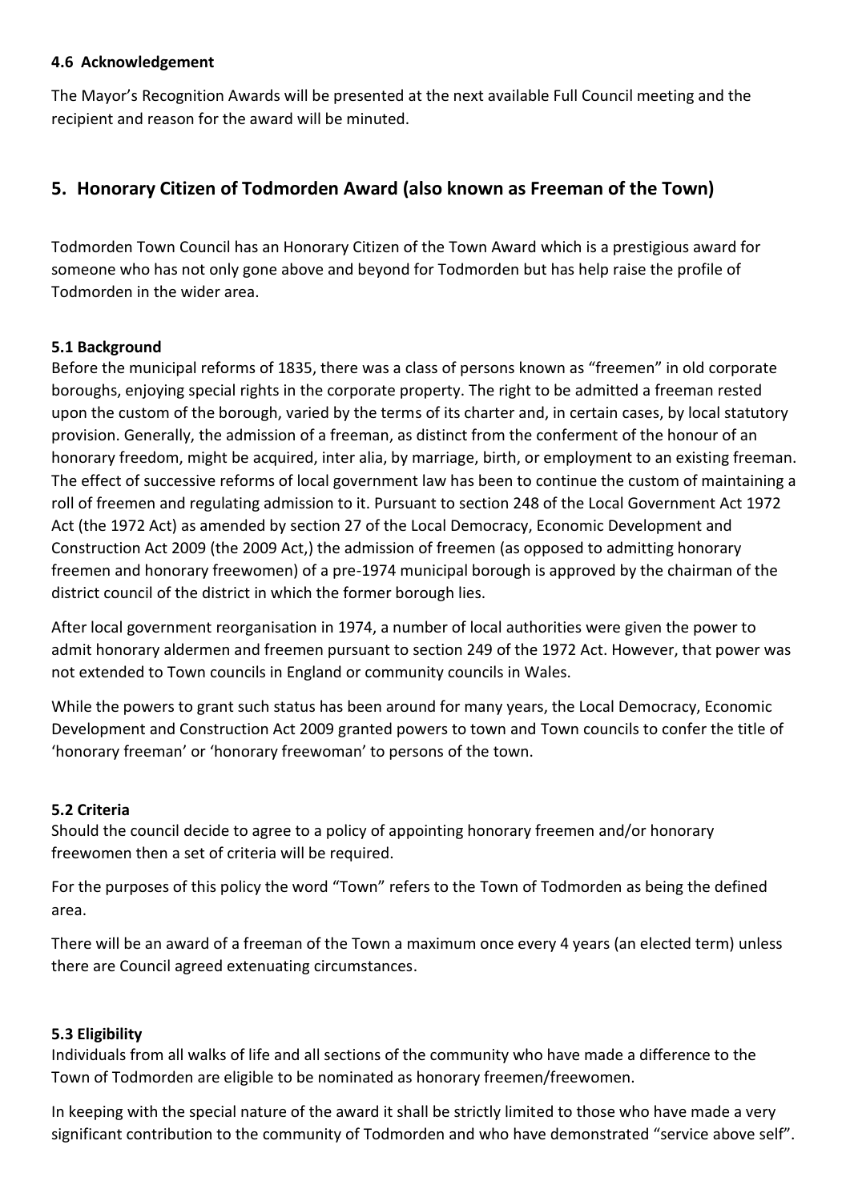### 4.6 Acknowledgement

The Mayor's Recognition Awards will be presented at the next available Full Council meeting and the recipient and reason for the award will be minuted.

## 5. Honorary Citizen of Todmorden Award (also known as Freeman of the Town)

Todmorden Town Council has an Honorary Citizen of the Town Award which is a prestigious award for someone who has not only gone above and beyond for Todmorden but has help raise the profile of Todmorden in the wider area.

### 5.1 Background

Before the municipal reforms of 1835, there was a class of persons known as "freemen" in old corporate boroughs, enjoying special rights in the corporate property. The right to be admitted a freeman rested upon the custom of the borough, varied by the terms of its charter and, in certain cases, by local statutory provision. Generally, the admission of a freeman, as distinct from the conferment of the honour of an honorary freedom, might be acquired, inter alia, by marriage, birth, or employment to an existing freeman. The effect of successive reforms of local government law has been to continue the custom of maintaining a roll of freemen and regulating admission to it. Pursuant to section 248 of the Local Government Act 1972 Act (the 1972 Act) as amended by section 27 of the Local Democracy, Economic Development and Construction Act 2009 (the 2009 Act,) the admission of freemen (as opposed to admitting honorary freemen and honorary freewomen) of a pre-1974 municipal borough is approved by the chairman of the district council of the district in which the former borough lies.

After local government reorganisation in 1974, a number of local authorities were given the power to admit honorary aldermen and freemen pursuant to section 249 of the 1972 Act. However, that power was not extended to Town councils in England or community councils in Wales.

While the powers to grant such status has been around for many years, the Local Democracy, Economic Development and Construction Act 2009 granted powers to town and Town councils to confer the title of 'honorary freeman' or 'honorary freewoman' to persons of the town.

### 5.2 Criteria

Should the council decide to agree to a policy of appointing honorary freemen and/or honorary freewomen then a set of criteria will be required.

For the purposes of this policy the word "Town" refers to the Town of Todmorden as being the defined area.

There will be an award of a freeman of the Town a maximum once every 4 years (an elected term) unless there are Council agreed extenuating circumstances.

### 5.3 Eligibility

Individuals from all walks of life and all sections of the community who have made a difference to the Town of Todmorden are eligible to be nominated as honorary freemen/freewomen.

In keeping with the special nature of the award it shall be strictly limited to those who have made a very significant contribution to the community of Todmorden and who have demonstrated "service above self".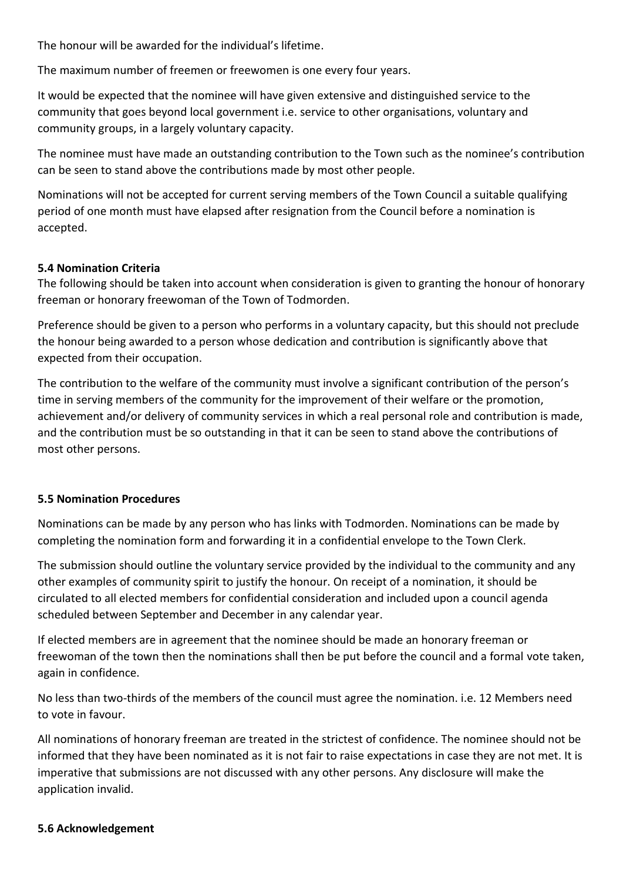The honour will be awarded for the individual's lifetime.

The maximum number of freemen or freewomen is one every four years.

It would be expected that the nominee will have given extensive and distinguished service to the community that goes beyond local government i.e. service to other organisations, voluntary and community groups, in a largely voluntary capacity.

The nominee must have made an outstanding contribution to the Town such as the nominee's contribution can be seen to stand above the contributions made by most other people.

Nominations will not be accepted for current serving members of the Town Council a suitable qualifying period of one month must have elapsed after resignation from the Council before a nomination is accepted.

**5.4 Nomination Criteria**

The following should be taken into account when consideration is given to granting the honour of honorary freeman or honorary freewoman of the Town of Todmorden.

Preference should be given to a person who performs in a voluntary capacity, but this should not preclude the honour being awarded to a person whose dedication and contribution is significantly above that expected from their occupation.

The contribution to the welfare of the community must involve a significant contribution of the person's time in serving members of the community for the improvement of their welfare or the promotion, achievement and/or delivery of community services in which a real personal role and contribution is made, and the contribution must be so outstanding in that it can be seen to stand above the contributions of most other persons.

**5.5 Nomination Procedures**

Nominations can be made by any person who has links with Todmorden. Nominations can be made by completing the nomination form and forwarding it in a confidential envelope to the Town Clerk.

The submission should outline the voluntary service provided by the individual to the community and any other examples of community spirit to justify the honour. On receipt of a nomination, it should be circulated to all elected members for confidential consideration and included upon a council agenda scheduled between September and December in any calendar year.

If elected members are in agreement that the nominee should be made an honorary freeman or freewoman of the town then the nominations shall then be put before the council and a formal vote taken, again in confidence.

No less than two-thirds of the members of the council must agree the nomination. i.e. 12 Members need to vote in favour.

All nominations of honorary freeman are treated in the strictest of confidence. The nominee should not be informed that they have been nominated as it is not fair to raise expectations in case they are not met. It is imperative that submissions are not discussed with any other persons. Any disclosure will make the application invalid.

**5.6 Acknowledgement**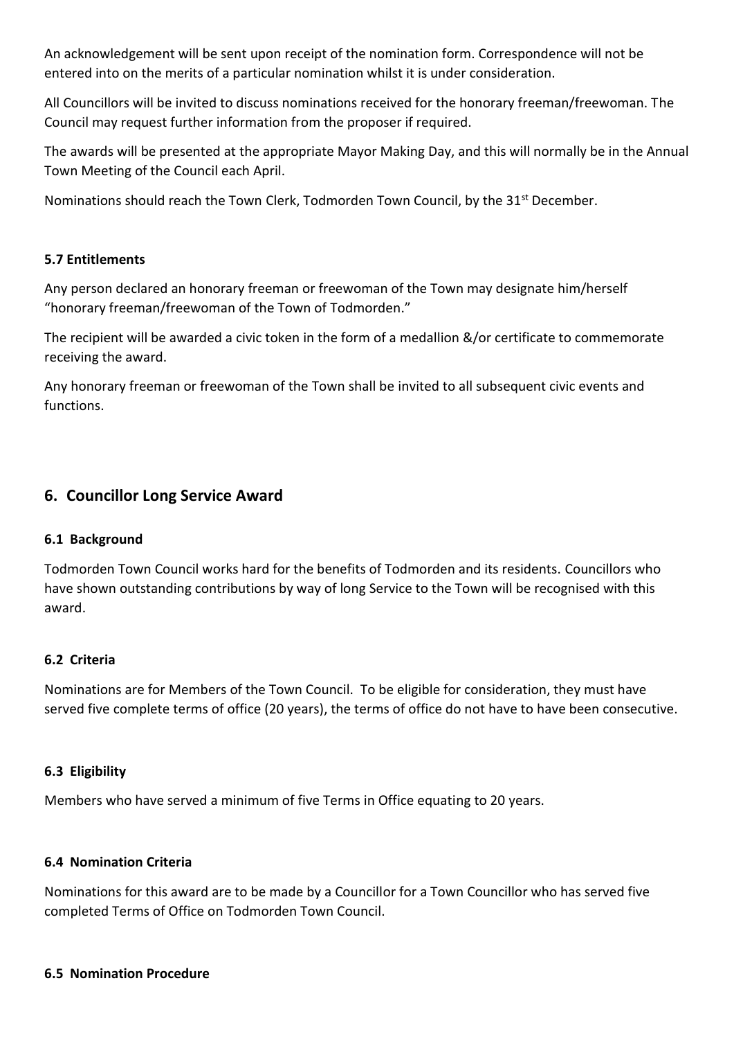An acknowledgement will be sent upon receipt of the nomination form. Correspondence will not be entered into on the merits of a particular nomination whilst it is under consideration.

All Councillors will be invited to discuss nominations received for the honorary freeman/freewoman. The Council may request further information from the proposer if required.

The awards will be presented at the appropriate Mayor Making Day, and this will normally be in the Annual Town Meeting of the Council each April.

Nominations should reach the Town Clerk, Todmorden Town Council, by the 31st December.

#### 5.7 Entitlements

Any person declared an honorary freeman or freewoman of the Town may designate him/herself "honorary freeman/freewoman of the Town of Todmorden."

The recipient will be awarded a civic token in the form of a medallion &/or certificate to commemorate receiving the award.

Any honorary freeman or freewoman of the Town shall be invited to all subsequent civic events and functions.

## 6. Councillor Long Service Award

#### 6.1 Background

Todmorden Town Council works hard for the benefits of Todmorden and its residents. Councillors who have shown outstanding contributions by way of long Service to the Town will be recognised with this award.

#### 6.2 Criteria

Nominations are for Members of the Town Council. To be eligible for consideration, they must have served five complete terms of office (20 years), the terms of office do not have to have been consecutive.

#### 6.3 Eligibility

Members who have served a minimum of five Terms in Office equating to 20 years.

#### 6.4 Nomination Criteria

Nominations for this award are to be made by a Councillor for a Town Councillor who has served five completed Terms of Office on Todmorden Town Council.

#### 6.5 Nomination Procedure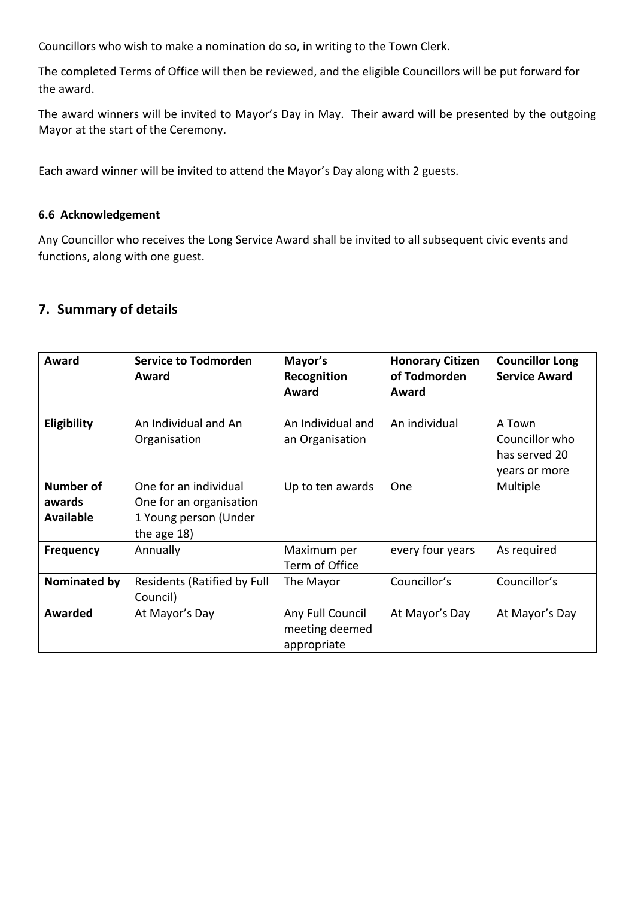Councillors who wish to make a nomination do so, in writing to the Town Clerk.

The completed Terms of Office will then be reviewed, and the eligible Councillors will be put forward for the award.

The award winners will be invited to Mayor's Day in May. Their award will be presented by the outgoing Mayor at the start of the Ceremony.

Each award winner will be invited to attend the Mayor's Day along with 2 guests.

#### 6.6 Acknowledgement

Any Councillor who receives the Long Service Award shall be invited to all subsequent civic events and functions, along with one guest.

## 7. Summary of details

| **Award** | **Service to Todmorden Award** | **Mayor's Recognition Award** | **Honorary Citizen of Todmorden Award** | **Councillor Long Service Award** |
|---|---|---|---|---|
| **Eligibility** | An Individual and An Organisation | An Individual and an Organisation | An individual | A Town Councillor who has served 20 years or more |
| **Number of awards Available** | One for an individual<br>One for an organisation<br>1 Young person (Under the age 18) | Up to ten awards | One | Multiple |
| **Frequency** | Annually | Maximum per Term of Office | every four years | As required |
| **Nominated by** | Residents (Ratified by Full Council) | The Mayor | Councillor's | Councillor's |
| **Awarded** | At Mayor's Day | Any Full Council meeting deemed appropriate | At Mayor's Day | At Mayor's Day |